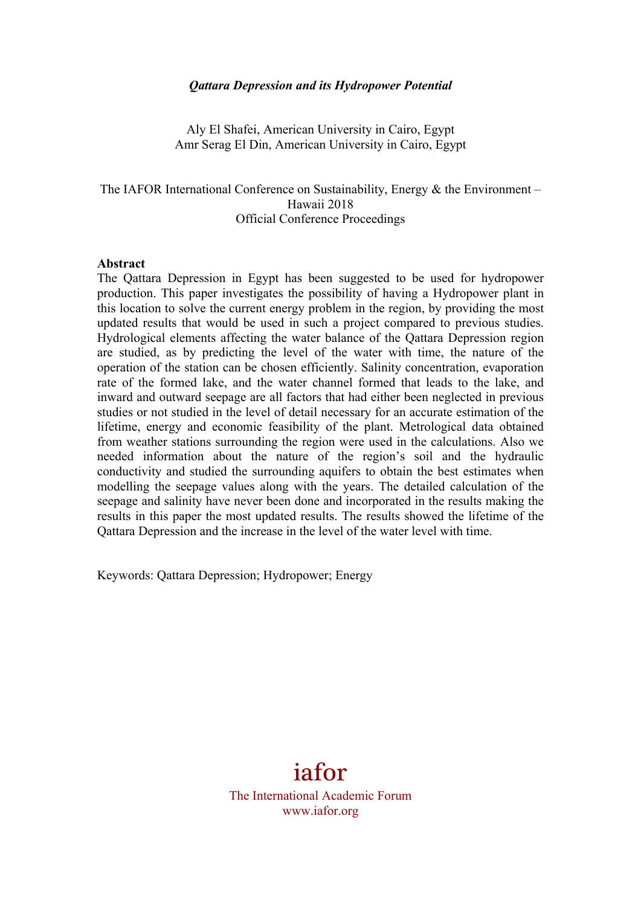# *Qattara Depression and its Hydropower Potential*

Aly El Shafei, American University in Cairo, Egypt
Amr Serag El Din, American University in Cairo, Egypt

The IAFOR International Conference on Sustainability, Energy & the Environment – Hawaii 2018
Official Conference Proceedings

## Abstract

The Qattara Depression in Egypt has been suggested to be used for hydropower production. This paper investigates the possibility of having a Hydropower plant in this location to solve the current energy problem in the region, by providing the most updated results that would be used in such a project compared to previous studies. Hydrological elements affecting the water balance of the Qattara Depression region are studied, as by predicting the level of the water with time, the nature of the operation of the station can be chosen efficiently. Salinity concentration, evaporation rate of the formed lake, and the water channel formed that leads to the lake, and inward and outward seepage are all factors that had either been neglected in previous studies or not studied in the level of detail necessary for an accurate estimation of the lifetime, energy and economic feasibility of the plant. Metrological data obtained from weather stations surrounding the region were used in the calculations. Also we needed information about the nature of the region's soil and the hydraulic conductivity and studied the surrounding aquifers to obtain the best estimates when modelling the seepage values along with the years. The detailed calculation of the seepage and salinity have never been done and incorporated in the results making the results in this paper the most updated results. The results showed the lifetime of the Qattara Depression and the increase in the level of the water level with time.

Keywords: Qattara Depression; Hydropower; Energy

iafor
The International Academic Forum
www.iafor.org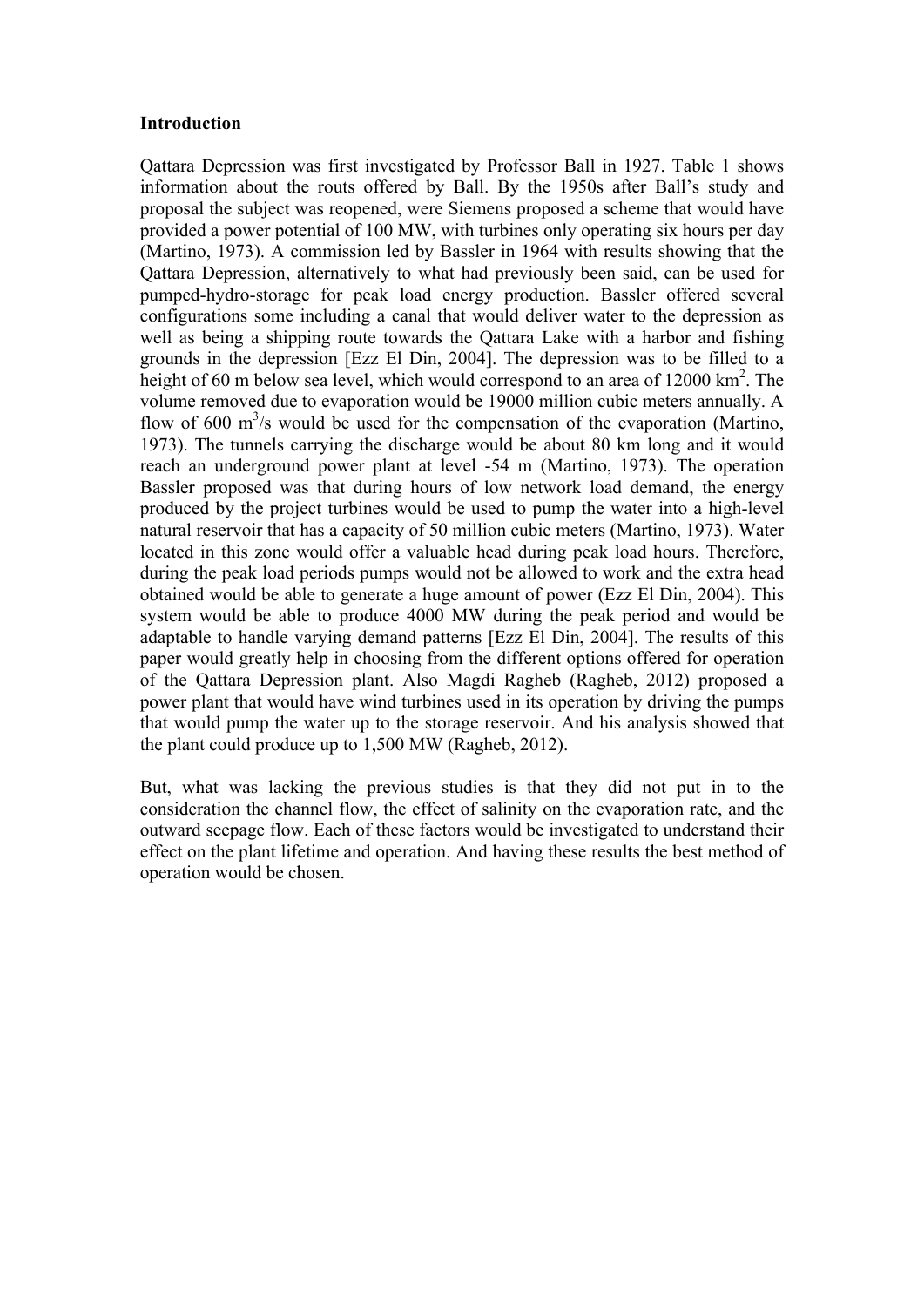**Introduction**

Qattara Depression was first investigated by Professor Ball in 1927. Table 1 shows information about the routs offered by Ball. By the 1950s after Ball's study and proposal the subject was reopened, were Siemens proposed a scheme that would have provided a power potential of 100 MW, with turbines only operating six hours per day (Martino, 1973). A commission led by Bassler in 1964 with results showing that the Qattara Depression, alternatively to what had previously been said, can be used for pumped-hydro-storage for peak load energy production. Bassler offered several configurations some including a canal that would deliver water to the depression as well as being a shipping route towards the Qattara Lake with a harbor and fishing grounds in the depression [Ezz El Din, 2004]. The depression was to be filled to a height of 60 m below sea level, which would correspond to an area of 12000 km$^2$. The volume removed due to evaporation would be 19000 million cubic meters annually. A flow of 600 m$^3$/s would be used for the compensation of the evaporation (Martino, 1973). The tunnels carrying the discharge would be about 80 km long and it would reach an underground power plant at level -54 m (Martino, 1973). The operation Bassler proposed was that during hours of low network load demand, the energy produced by the project turbines would be used to pump the water into a high-level natural reservoir that has a capacity of 50 million cubic meters (Martino, 1973). Water located in this zone would offer a valuable head during peak load hours. Therefore, during the peak load periods pumps would not be allowed to work and the extra head obtained would be able to generate a huge amount of power (Ezz El Din, 2004). This system would be able to produce 4000 MW during the peak period and would be adaptable to handle varying demand patterns [Ezz El Din, 2004]. The results of this paper would greatly help in choosing from the different options offered for operation of the Qattara Depression plant. Also Magdi Ragheb (Ragheb, 2012) proposed a power plant that would have wind turbines used in its operation by driving the pumps that would pump the water up to the storage reservoir. And his analysis showed that the plant could produce up to 1,500 MW (Ragheb, 2012).

But, what was lacking the previous studies is that they did not put in to the consideration the channel flow, the effect of salinity on the evaporation rate, and the outward seepage flow. Each of these factors would be investigated to understand their effect on the plant lifetime and operation. And having these results the best method of operation would be chosen.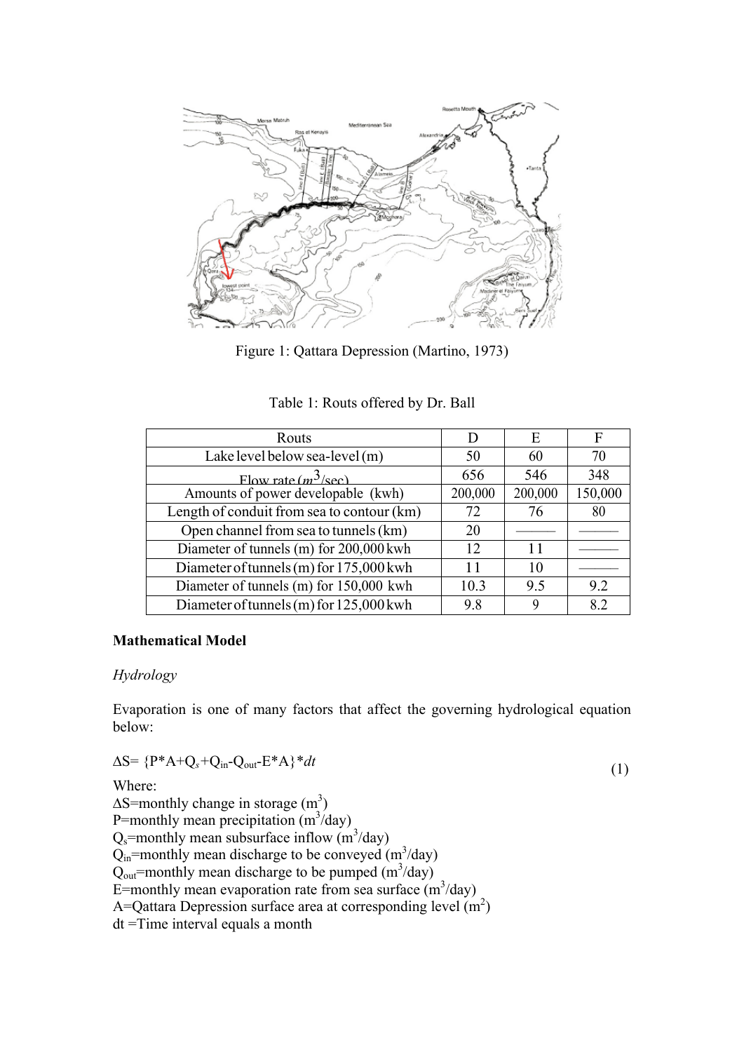Figure 1: Qattara Depression (Martino, 1973)

Table 1: Routs offered by Dr. Ball

| Routs | D | E | F |
|---|---|---|---|
| Lake level below sea-level (m) | 50 | 60 | 70 |
| Flow rate ($m^3$/sec) | 656 | 546 | 348 |
| Amounts of power developable (kwh) | 200,000 | 200,000 | 150,000 |
| Length of conduit from sea to contour (km) | 72 | 76 | 80 |
| Open channel from sea to tunnels (km) | 20 | ——— | ——— |
| Diameter of tunnels (m) for 200,000 kwh | 12 | 11 | ——— |
| Diameter of tunnels (m) for 175,000 kwh | 11 | 10 | ——— |
| Diameter of tunnels (m) for 150,000 kwh | 10.3 | 9.5 | 9.2 |
| Diameter of tunnels (m) for 125,000 kwh | 9.8 | 9 | 8.2 |

## Mathematical Model

### *Hydrology*

Evaporation is one of many factors that affect the governing hydrological equation below:

$$\Delta S = \{P*A + Q_s + Q_{in} - Q_{out} - E*A\}*dt \tag{1}$$

Where:
$\Delta S$=monthly change in storage ($m^3$)
P=monthly mean precipitation ($m^3$/day)
$Q_s$=monthly mean subsurface inflow ($m^3$/day)
$Q_{in}$=monthly mean discharge to be conveyed ($m^3$/day)
$Q_{out}$=monthly mean discharge to be pumped ($m^3$/day)
E=monthly mean evaporation rate from sea surface ($m^3$/day)
A=Qattara Depression surface area at corresponding level ($m^2$)
dt =Time interval equals a month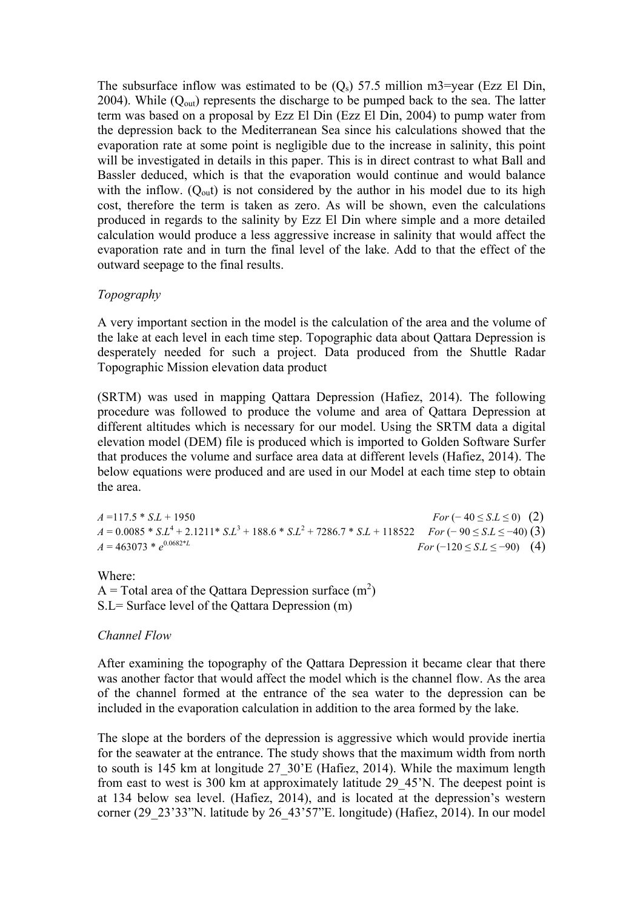The subsurface inflow was estimated to be ($Q_s$) 57.5 million m3=year (Ezz El Din, 2004). While ($Q_{out}$) represents the discharge to be pumped back to the sea. The latter term was based on a proposal by Ezz El Din (Ezz El Din, 2004) to pump water from the depression back to the Mediterranean Sea since his calculations showed that the evaporation rate at some point is negligible due to the increase in salinity, this point will be investigated in details in this paper. This is in direct contrast to what Ball and Bassler deduced, which is that the evaporation would continue and would balance with the inflow. ($Q_{out}$) is not considered by the author in his model due to its high cost, therefore the term is taken as zero. As will be shown, even the calculations produced in regards to the salinity by Ezz El Din where simple and a more detailed calculation would produce a less aggressive increase in salinity that would affect the evaporation rate and in turn the final level of the lake. Add to that the effect of the outward seepage to the final results.

*Topography*

A very important section in the model is the calculation of the area and the volume of the lake at each level in each time step. Topographic data about Qattara Depression is desperately needed for such a project. Data produced from the Shuttle Radar Topographic Mission elevation data product

(SRTM) was used in mapping Qattara Depression (Hafiez, 2014). The following procedure was followed to produce the volume and area of Qattara Depression at different altitudes which is necessary for our model. Using the SRTM data a digital elevation model (DEM) file is produced which is imported to Golden Software Surfer that produces the volume and surface area data at different levels (Hafiez, 2014). The below equations were produced and are used in our Model at each time step to obtain the area.

$$A = 117.5 * S.L + 1950 \qquad For\ (-40 \leq S.L \leq 0) \quad (2)$$

$$A = 0.0085 * S.L^4 + 2.1211 * S.L^3 + 188.6 * S.L^2 + 7286.7 * S.L + 118522 \qquad For\ (-90 \leq S.L \leq -40) \quad (3)$$

$$A = 463073 * e^{0.0682*L} \qquad For\ (-120 \leq S.L \leq -90) \quad (4)$$

Where:
A = Total area of the Qattara Depression surface ($m^2$)
S.L= Surface level of the Qattara Depression (m)

*Channel Flow*

After examining the topography of the Qattara Depression it became clear that there was another factor that would affect the model which is the channel flow. As the area of the channel formed at the entrance of the sea water to the depression can be included in the evaporation calculation in addition to the area formed by the lake.

The slope at the borders of the depression is aggressive which would provide inertia for the seawater at the entrance. The study shows that the maximum width from north to south is 145 km at longitude 27_30'E (Hafiez, 2014). While the maximum length from east to west is 300 km at approximately latitude 29_45'N. The deepest point is at 134 below sea level. (Hafiez, 2014), and is located at the depression's western corner (29_23'33"N. latitude by 26_43'57"E. longitude) (Hafiez, 2014). In our model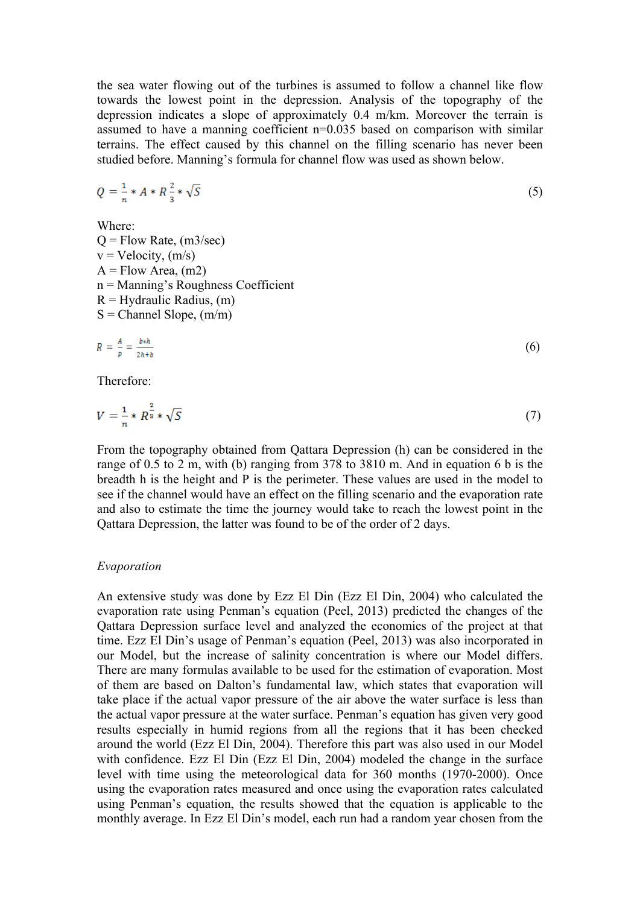the sea water flowing out of the turbines is assumed to follow a channel like flow towards the lowest point in the depression. Analysis of the topography of the depression indicates a slope of approximately 0.4 m/km. Moreover the terrain is assumed to have a manning coefficient n=0.035 based on comparison with similar terrains. The effect caused by this channel on the filling scenario has never been studied before. Manning's formula for channel flow was used as shown below.

$$Q = \frac{1}{n} * A * R^{\frac{2}{3}} * \sqrt{S} \tag{5}$$

Where:
Q = Flow Rate, (m3/sec)
v = Velocity, (m/s)
A = Flow Area, (m2)
n = Manning's Roughness Coefficient
R = Hydraulic Radius, (m)
S = Channel Slope, (m/m)

$$R = \frac{A}{P} = \frac{b * h}{2h + b} \tag{6}$$

Therefore:

$$V = \frac{1}{n} * R^{\frac{2}{3}} * \sqrt{S} \tag{7}$$

From the topography obtained from Qattara Depression (h) can be considered in the range of 0.5 to 2 m, with (b) ranging from 378 to 3810 m. And in equation 6 b is the breadth h is the height and P is the perimeter. These values are used in the model to see if the channel would have an effect on the filling scenario and the evaporation rate and also to estimate the time the journey would take to reach the lowest point in the Qattara Depression, the latter was found to be of the order of 2 days.

*Evaporation*

An extensive study was done by Ezz El Din (Ezz El Din, 2004) who calculated the evaporation rate using Penman's equation (Peel, 2013) predicted the changes of the Qattara Depression surface level and analyzed the economics of the project at that time. Ezz El Din's usage of Penman's equation (Peel, 2013) was also incorporated in our Model, but the increase of salinity concentration is where our Model differs. There are many formulas available to be used for the estimation of evaporation. Most of them are based on Dalton's fundamental law, which states that evaporation will take place if the actual vapor pressure of the air above the water surface is less than the actual vapor pressure at the water surface. Penman's equation has given very good results especially in humid regions from all the regions that it has been checked around the world (Ezz El Din, 2004). Therefore this part was also used in our Model with confidence. Ezz El Din (Ezz El Din, 2004) modeled the change in the surface level with time using the meteorological data for 360 months (1970-2000). Once using the evaporation rates measured and once using the evaporation rates calculated using Penman's equation, the results showed that the equation is applicable to the monthly average. In Ezz El Din's model, each run had a random year chosen from the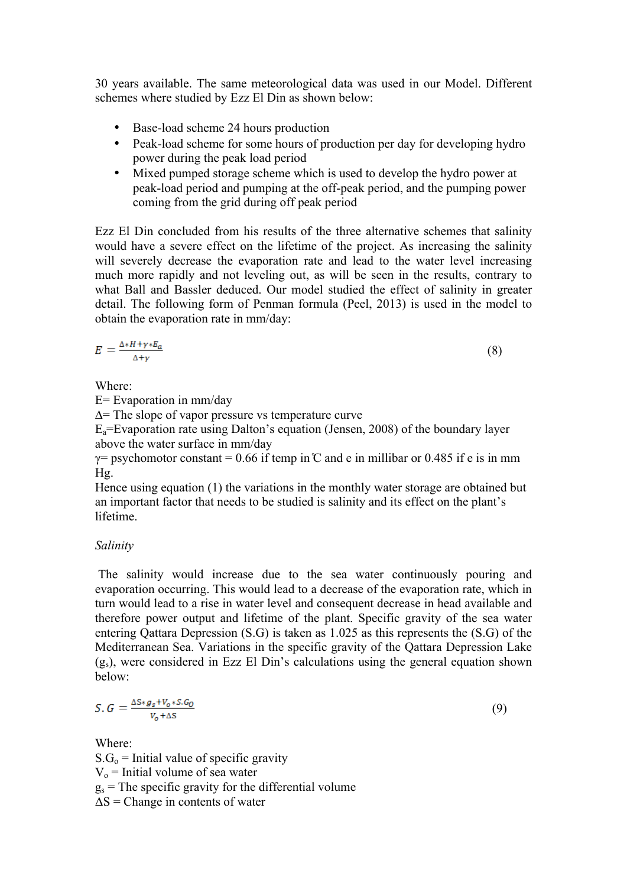30 years available. The same meteorological data was used in our Model. Different schemes where studied by Ezz El Din as shown below:

- Base-load scheme 24 hours production
- Peak-load scheme for some hours of production per day for developing hydro power during the peak load period
- Mixed pumped storage scheme which is used to develop the hydro power at peak-load period and pumping at the off-peak period, and the pumping power coming from the grid during off peak period

Ezz El Din concluded from his results of the three alternative schemes that salinity would have a severe effect on the lifetime of the project. As increasing the salinity will severely decrease the evaporation rate and lead to the water level increasing much more rapidly and not leveling out, as will be seen in the results, contrary to what Ball and Bassler deduced. Our model studied the effect of salinity in greater detail. The following form of Penman formula (Peel, 2013) is used in the model to obtain the evaporation rate in mm/day:

$$E = \frac{\Delta * H + \gamma * E_a}{\Delta + \gamma} \tag{8}$$

Where:
E= Evaporation in mm/day
Δ= The slope of vapor pressure vs temperature curve
$E_a$=Evaporation rate using Dalton's equation (Jensen, 2008) of the boundary layer above the water surface in mm/day
γ= psychomotor constant = 0.66 if temp in ℃ and e in millibar or 0.485 if e is in mm Hg.
Hence using equation (1) the variations in the monthly water storage are obtained but an important factor that needs to be studied is salinity and its effect on the plant's lifetime.

*Salinity*

The salinity would increase due to the sea water continuously pouring and evaporation occurring. This would lead to a decrease of the evaporation rate, which in turn would lead to a rise in water level and consequent decrease in head available and therefore power output and lifetime of the plant. Specific gravity of the sea water entering Qattara Depression (S.G) is taken as 1.025 as this represents the (S.G) of the Mediterranean Sea. Variations in the specific gravity of the Qattara Depression Lake ($g_s$), were considered in Ezz El Din's calculations using the general equation shown below:

$$S.G = \frac{\Delta S * g_s + V_o * S.G_O}{V_o + \Delta S} \tag{9}$$

Where:
$S.G_o$ = Initial value of specific gravity
$V_o$ = Initial volume of sea water
$g_s$ = The specific gravity for the differential volume
ΔS = Change in contents of water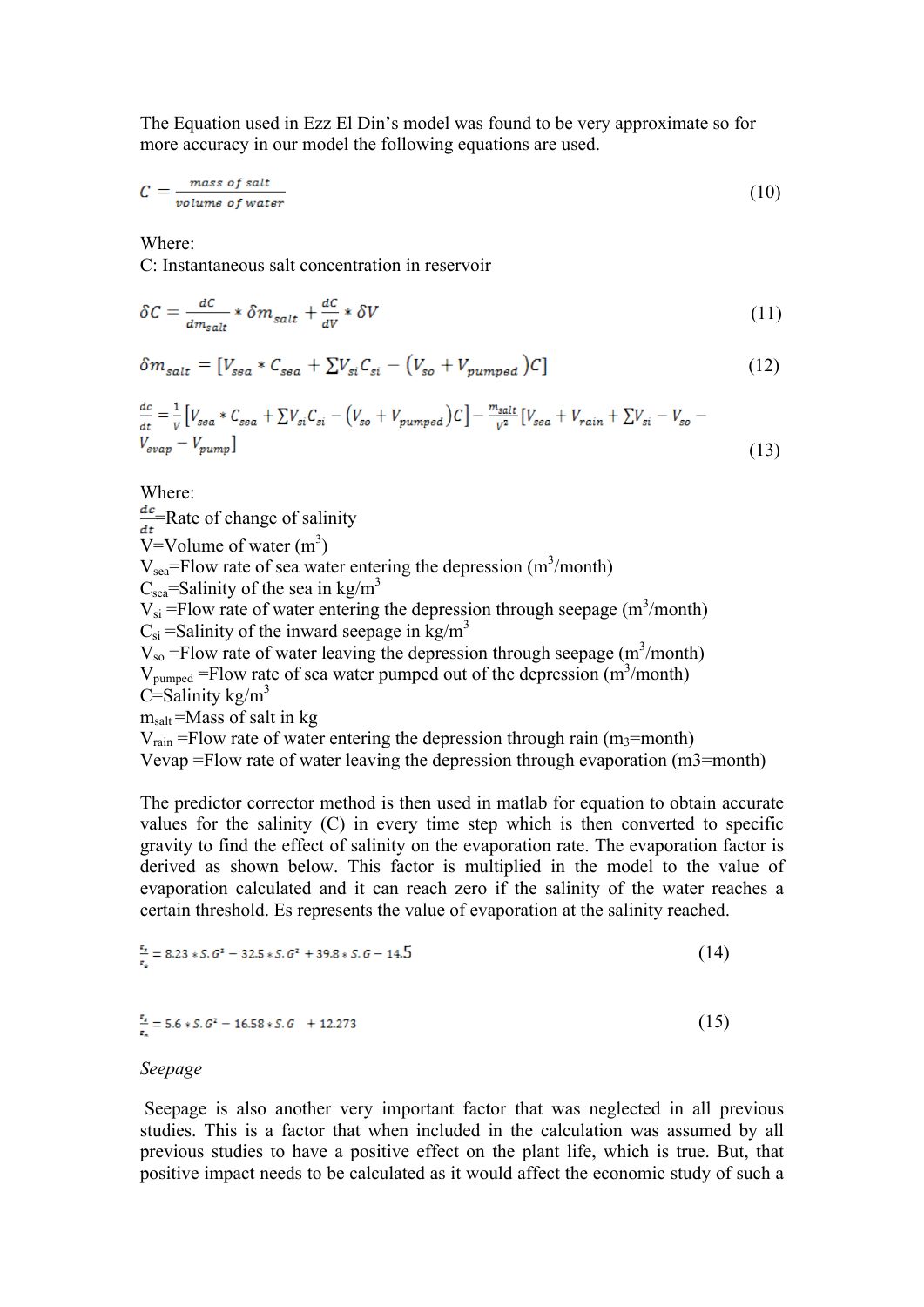The Equation used in Ezz El Din's model was found to be very approximate so for more accuracy in our model the following equations are used.

$$C = \frac{mass\ of\ salt}{volume\ of\ water} \tag{10}$$

Where:
C: Instantaneous salt concentration in reservoir

$$\delta C = \frac{dC}{dm_{salt}} * \delta m_{salt} + \frac{dC}{dV} * \delta V \tag{11}$$

$$\delta m_{salt} = [V_{sea} * C_{sea} + \sum V_{si} C_{si} - (V_{so} + V_{pumped})C] \tag{12}$$

$$\frac{dc}{dt} = \frac{1}{V}[V_{sea} * C_{sea} + \sum V_{si} C_{si} - (V_{so} + V_{pumped})C] - \frac{m_{salt}}{V^2}[V_{sea} + V_{rain} + \sum V_{si} - V_{so} - V_{evap} - V_{pump}] \tag{13}$$

Where:
$\frac{dc}{dt}$=Rate of change of salinity
V=Volume of water ($m^3$)
$V_{sea}$=Flow rate of sea water entering the depression ($m^3$/month)
$C_{sea}$=Salinity of the sea in kg/$m^3$
$V_{si}$ =Flow rate of water entering the depression through seepage ($m^3$/month)
$C_{si}$ =Salinity of the inward seepage in kg/$m^3$
$V_{so}$ =Flow rate of water leaving the depression through seepage ($m^3$/month)
$V_{pumped}$ =Flow rate of sea water pumped out of the depression ($m^3$/month)
C=Salinity kg/$m^3$
$m_{salt}$ =Mass of salt in kg
$V_{rain}$ =Flow rate of water entering the depression through rain ($m_3$=month)
Vevap =Flow rate of water leaving the depression through evaporation (m3=month)

The predictor corrector method is then used in matlab for equation to obtain accurate values for the salinity (C) in every time step which is then converted to specific gravity to find the effect of salinity on the evaporation rate. The evaporation factor is derived as shown below. This factor is multiplied in the model to the value of evaporation calculated and it can reach zero if the salinity of the water reaches a certain threshold. Es represents the value of evaporation at the salinity reached.

$$\frac{E_s}{E_o} = 8.23 * S.G^3 - 32.5 * S.G^2 + 39.8 * S.G - 14.5 \tag{14}$$

$$\frac{E_s}{E_o} = 5.6 * S.G^2 - 16.58 * S.G + 12.273 \tag{15}$$

*Seepage*

Seepage is also another very important factor that was neglected in all previous studies. This is a factor that when included in the calculation was assumed by all previous studies to have a positive effect on the plant life, which is true. But, that positive impact needs to be calculated as it would affect the economic study of such a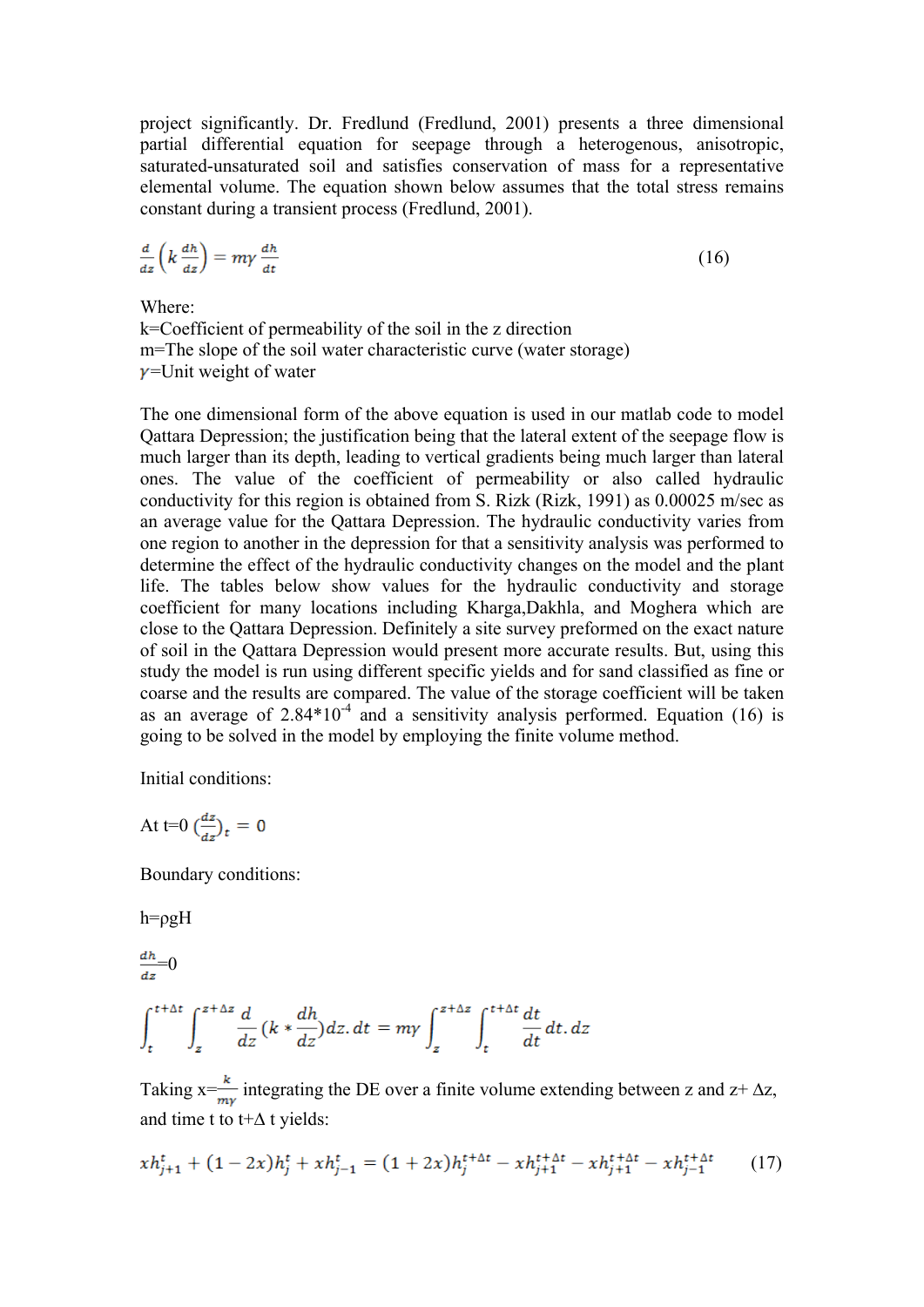project significantly. Dr. Fredlund (Fredlund, 2001) presents a three dimensional partial differential equation for seepage through a heterogenous, anisotropic, saturated-unsaturated soil and satisfies conservation of mass for a representative elemental volume. The equation shown below assumes that the total stress remains constant during a transient process (Fredlund, 2001).

$$\frac{d}{dz}\left(k\frac{dh}{dz}\right) = m\gamma\frac{dh}{dt} \tag{16}$$

Where:
k=Coefficient of permeability of the soil in the z direction
m=The slope of the soil water characteristic curve (water storage)
$\gamma$=Unit weight of water

The one dimensional form of the above equation is used in our matlab code to model Qattara Depression; the justification being that the lateral extent of the seepage flow is much larger than its depth, leading to vertical gradients being much larger than lateral ones. The value of the coefficient of permeability or also called hydraulic conductivity for this region is obtained from S. Rizk (Rizk, 1991) as 0.00025 m/sec as an average value for the Qattara Depression. The hydraulic conductivity varies from one region to another in the depression for that a sensitivity analysis was performed to determine the effect of the hydraulic conductivity changes on the model and the plant life. The tables below show values for the hydraulic conductivity and storage coefficient for many locations including Kharga,Dakhla, and Moghera which are close to the Qattara Depression. Definitely a site survey preformed on the exact nature of soil in the Qattara Depression would present more accurate results. But, using this study the model is run using different specific yields and for sand classified as fine or coarse and the results are compared. The value of the storage coefficient will be taken as an average of $2.84 \times 10^{-4}$ and a sensitivity analysis performed. Equation (16) is going to be solved in the model by employing the finite volume method.

Initial conditions:

At t=0 $\left(\frac{dz}{dz}\right)_t = 0$

Boundary conditions:

$h=\rho g H$

$\frac{dh}{dz}=0$

$$\int_t^{t+\Delta t}\int_z^{z+\Delta z}\frac{d}{dz}\left(k*\frac{dh}{dz}\right)dz.dt = m\gamma\int_z^{z+\Delta z}\int_t^{t+\Delta t}\frac{dt}{dt}dt.dz$$

Taking $x=\frac{k}{m\gamma}$ integrating the DE over a finite volume extending between z and z+ Δz, and time t to t+Δ t yields:

$$xh_{j+1}^{t} + (1-2x)h_j^t + xh_{j-1}^t = (1+2x)h_j^{t+\Delta t} - xh_{j+1}^{t+\Delta t} - xh_{j+1}^{t+\Delta t} - xh_{j-1}^{t+\Delta t} \tag{17}$$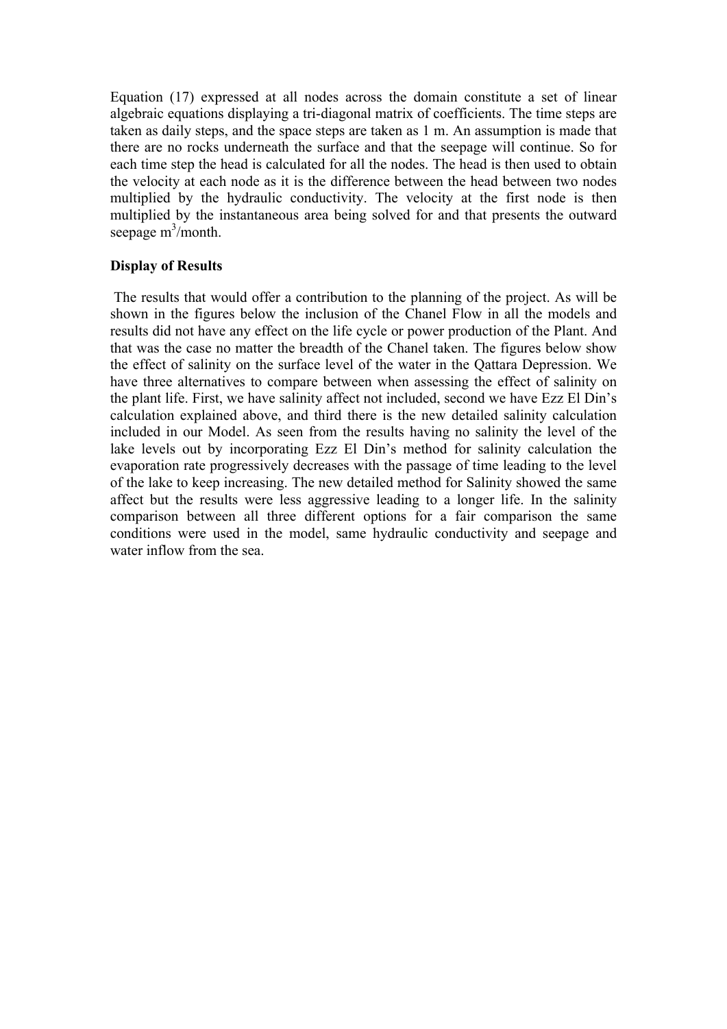Equation (17) expressed at all nodes across the domain constitute a set of linear algebraic equations displaying a tri-diagonal matrix of coefficients. The time steps are taken as daily steps, and the space steps are taken as 1 m. An assumption is made that there are no rocks underneath the surface and that the seepage will continue. So for each time step the head is calculated for all the nodes. The head is then used to obtain the velocity at each node as it is the difference between the head between two nodes multiplied by the hydraulic conductivity. The velocity at the first node is then multiplied by the instantaneous area being solved for and that presents the outward seepage $m^3$/month.

**Display of Results**

The results that would offer a contribution to the planning of the project. As will be shown in the figures below the inclusion of the Chanel Flow in all the models and results did not have any effect on the life cycle or power production of the Plant. And that was the case no matter the breadth of the Chanel taken. The figures below show the effect of salinity on the surface level of the water in the Qattara Depression. We have three alternatives to compare between when assessing the effect of salinity on the plant life. First, we have salinity affect not included, second we have Ezz El Din's calculation explained above, and third there is the new detailed salinity calculation included in our Model. As seen from the results having no salinity the level of the lake levels out by incorporating Ezz El Din's method for salinity calculation the evaporation rate progressively decreases with the passage of time leading to the level of the lake to keep increasing. The new detailed method for Salinity showed the same affect but the results were less aggressive leading to a longer life. In the salinity comparison between all three different options for a fair comparison the same conditions were used in the model, same hydraulic conductivity and seepage and water inflow from the sea.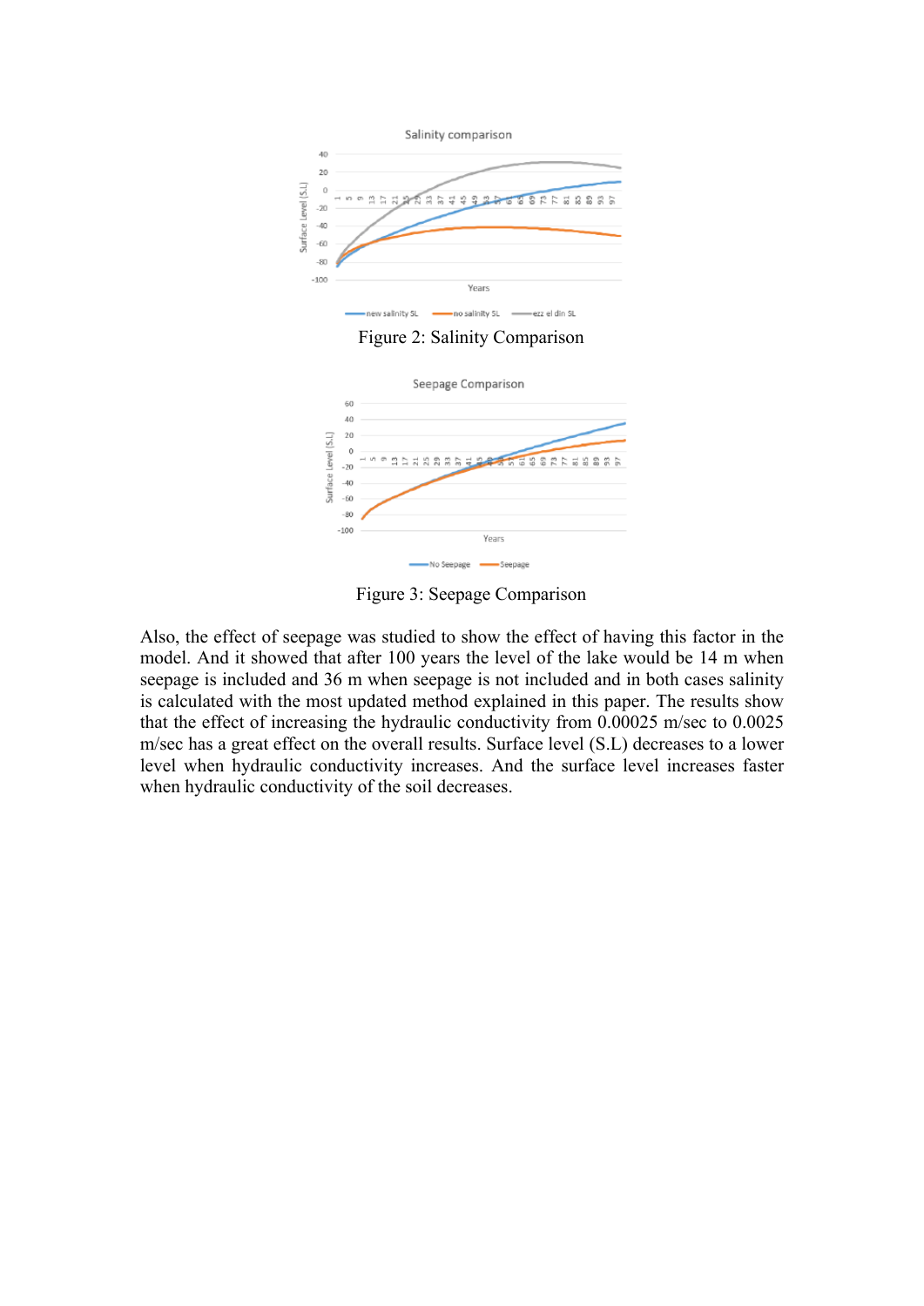Figure 2: Salinity Comparison

Figure 3: Seepage Comparison

Also, the effect of seepage was studied to show the effect of having this factor in the model. And it showed that after 100 years the level of the lake would be 14 m when seepage is included and 36 m when seepage is not included and in both cases salinity is calculated with the most updated method explained in this paper. The results show that the effect of increasing the hydraulic conductivity from 0.00025 m/sec to 0.0025 m/sec has a great effect on the overall results. Surface level (S.L) decreases to a lower level when hydraulic conductivity increases. And the surface level increases faster when hydraulic conductivity of the soil decreases.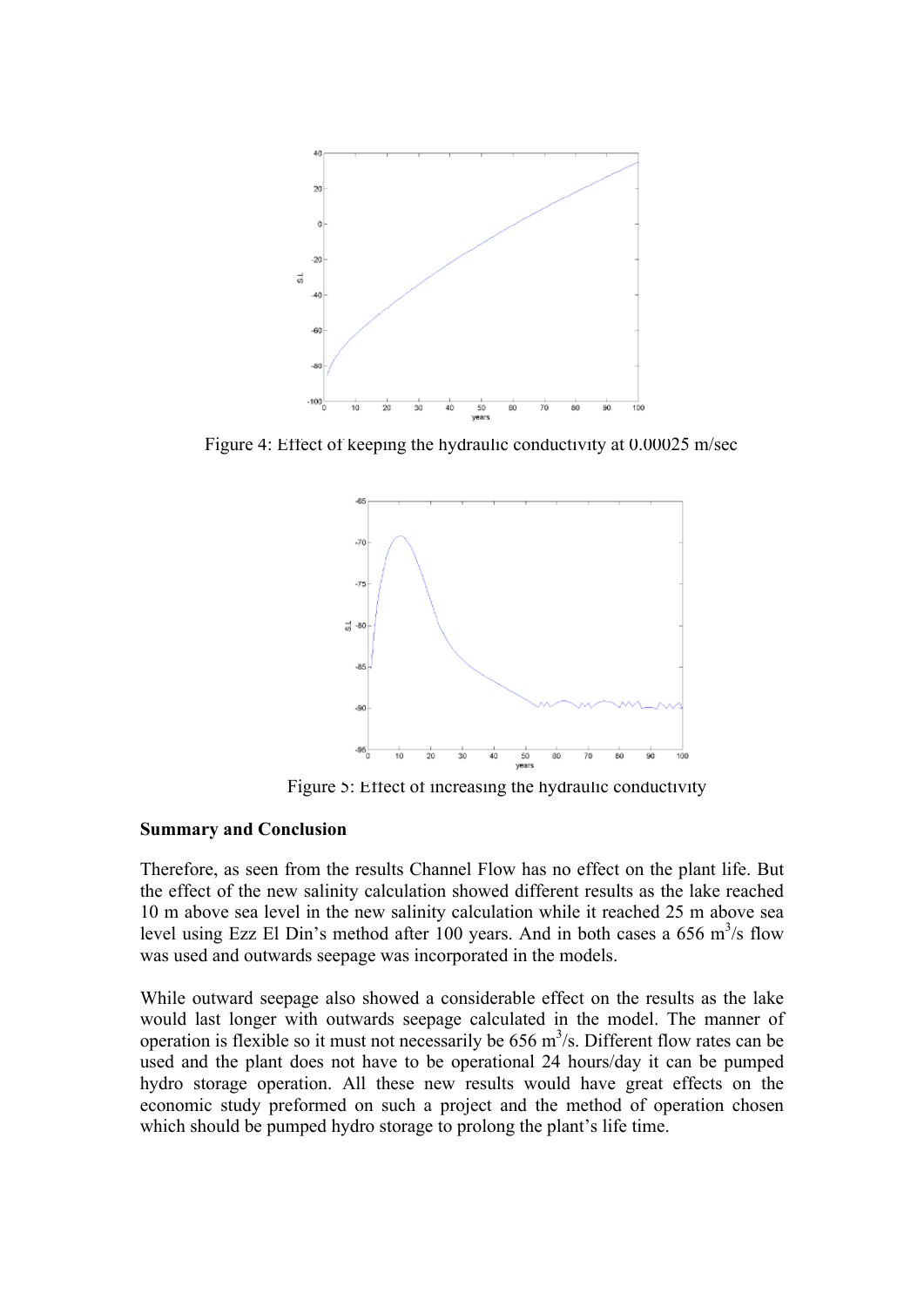Figure 4: Effect of keeping the hydraulic conductivity at 0.00025 m/sec

Figure 5: Effect of increasing the hydraulic conductivity

**Summary and Conclusion**

Therefore, as seen from the results Channel Flow has no effect on the plant life. But the effect of the new salinity calculation showed different results as the lake reached 10 m above sea level in the new salinity calculation while it reached 25 m above sea level using Ezz El Din's method after 100 years. And in both cases a 656 $m^3/s$ flow was used and outwards seepage was incorporated in the models.

While outward seepage also showed a considerable effect on the results as the lake would last longer with outwards seepage calculated in the model. The manner of operation is flexible so it must not necessarily be 656 $m^3/s$. Different flow rates can be used and the plant does not have to be operational 24 hours/day it can be pumped hydro storage operation. All these new results would have great effects on the economic study preformed on such a project and the method of operation chosen which should be pumped hydro storage to prolong the plant's life time.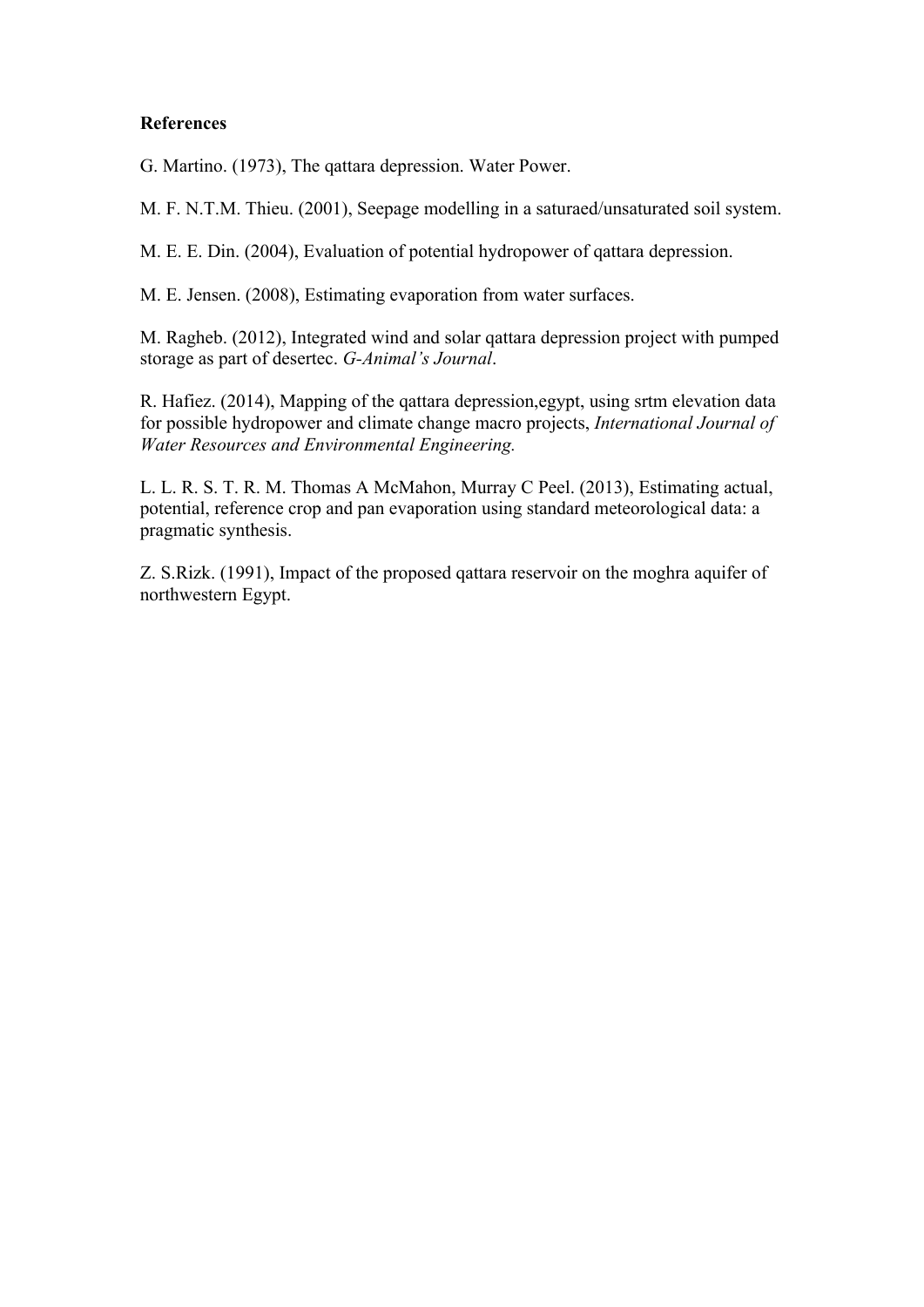**References**

G. Martino. (1973), The qattara depression. Water Power.

M. F. N.T.M. Thieu. (2001), Seepage modelling in a saturaed/unsaturated soil system.

M. E. E. Din. (2004), Evaluation of potential hydropower of qattara depression.

M. E. Jensen. (2008), Estimating evaporation from water surfaces.

M. Ragheb. (2012), Integrated wind and solar qattara depression project with pumped storage as part of desertec. *G-Animal's Journal*.

R. Hafiez. (2014), Mapping of the qattara depression,egypt, using srtm elevation data for possible hydropower and climate change macro projects, *International Journal of Water Resources and Environmental Engineering.*

L. L. R. S. T. R. M. Thomas A McMahon, Murray C Peel. (2013), Estimating actual, potential, reference crop and pan evaporation using standard meteorological data: a pragmatic synthesis.

Z. S.Rizk. (1991), Impact of the proposed qattara reservoir on the moghra aquifer of northwestern Egypt.